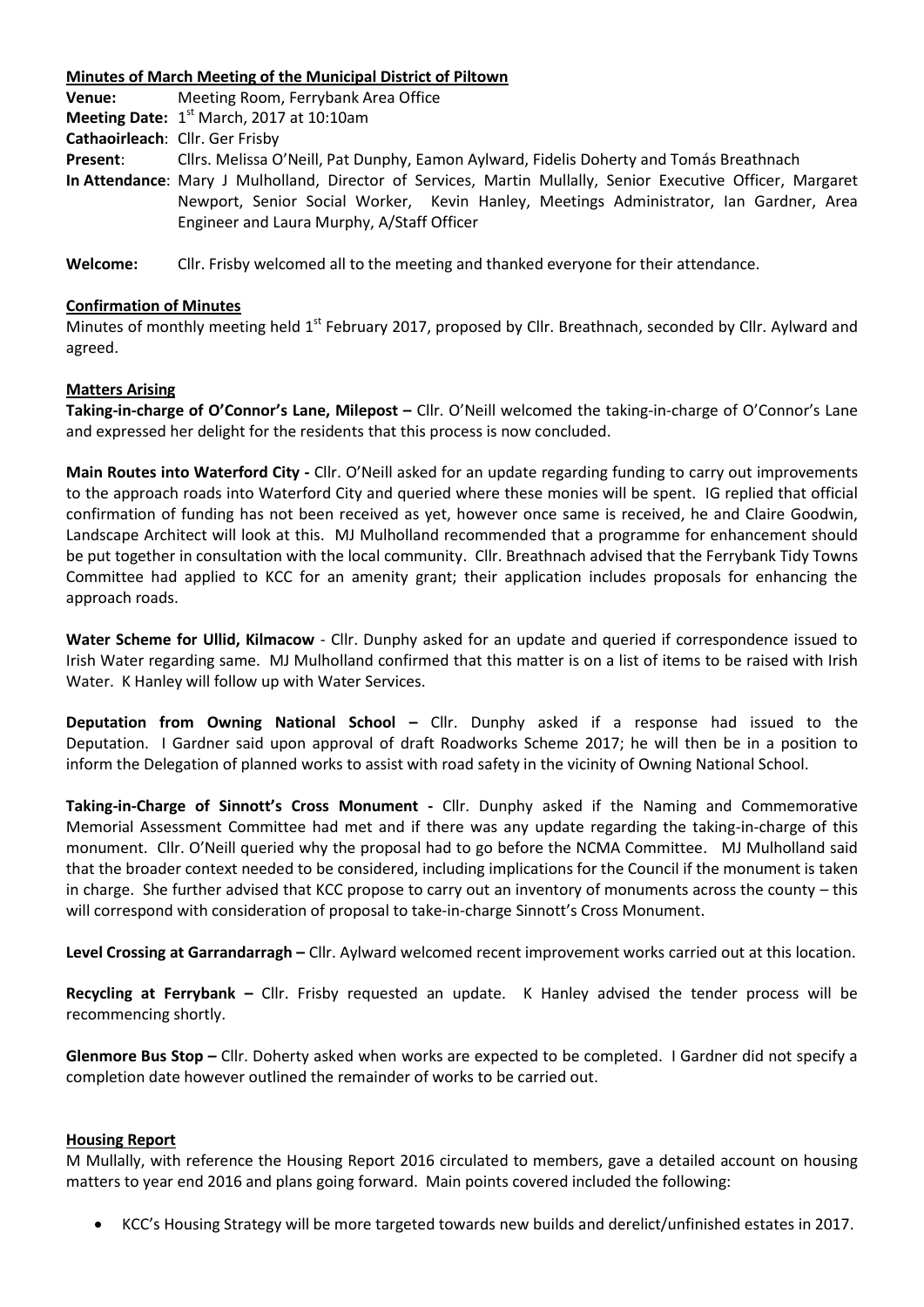**Minutes of March Meeting of the Municipal District of Piltown**

**Venue:** Meeting Room, Ferrybank Area Office

**Meeting Date:** 1st March, 2017 at 10:10am

**Cathaoirleach**: Cllr. Ger Frisby

**Present**: Cllrs. Melissa O'Neill, Pat Dunphy, Eamon Aylward, Fidelis Doherty and Tomás Breathnach

**In Attendance**: Mary J Mulholland, Director of Services, Martin Mullally, Senior Executive Officer, Margaret Newport, Senior Social Worker, Kevin Hanley, Meetings Administrator, Ian Gardner, Area Engineer and Laura Murphy, A/Staff Officer

**Welcome:** Cllr. Frisby welcomed all to the meeting and thanked everyone for their attendance.

**Confirmation of Minutes**

Minutes of monthly meeting held 1st February 2017, proposed by Cllr. Breathnach, seconded by Cllr. Aylward and agreed.

**Matters Arising**

**Taking-in-charge of O'Connor's Lane, Milepost –** Cllr. O'Neill welcomed the taking-in-charge of O'Connor's Lane and expressed her delight for the residents that this process is now concluded.

**Main Routes into Waterford City -** Cllr. O'Neill asked for an update regarding funding to carry out improvements to the approach roads into Waterford City and queried where these monies will be spent. IG replied that official confirmation of funding has not been received as yet, however once same is received, he and Claire Goodwin, Landscape Architect will look at this. MJ Mulholland recommended that a programme for enhancement should be put together in consultation with the local community. Cllr. Breathnach advised that the Ferrybank Tidy Towns Committee had applied to KCC for an amenity grant; their application includes proposals for enhancing the approach roads.

**Water Scheme for Ullid, Kilmacow** - Cllr. Dunphy asked for an update and queried if correspondence issued to Irish Water regarding same. MJ Mulholland confirmed that this matter is on a list of items to be raised with Irish Water. K Hanley will follow up with Water Services.

**Deputation from Owning National School –** Cllr. Dunphy asked if a response had issued to the Deputation. I Gardner said upon approval of draft Roadworks Scheme 2017; he will then be in a position to inform the Delegation of planned works to assist with road safety in the vicinity of Owning National School.

**Taking-in-Charge of Sinnott's Cross Monument -** Cllr. Dunphy asked if the Naming and Commemorative Memorial Assessment Committee had met and if there was any update regarding the taking-in-charge of this monument. Cllr. O'Neill queried why the proposal had to go before the NCMA Committee. MJ Mulholland said that the broader context needed to be considered, including implications for the Council if the monument is taken in charge. She further advised that KCC propose to carry out an inventory of monuments across the county – this will correspond with consideration of proposal to take-in-charge Sinnott's Cross Monument.

**Level Crossing at Garrandarragh –** Cllr. Aylward welcomed recent improvement works carried out at this location.

**Recycling at Ferrybank –** Cllr. Frisby requested an update. K Hanley advised the tender process will be recommencing shortly.

**Glenmore Bus Stop –** Cllr. Doherty asked when works are expected to be completed. I Gardner did not specify a completion date however outlined the remainder of works to be carried out.

**Housing Report**

M Mullally, with reference the Housing Report 2016 circulated to members, gave a detailed account on housing matters to year end 2016 and plans going forward. Main points covered included the following:

- KCC's Housing Strategy will be more targeted towards new builds and derelict/unfinished estates in 2017.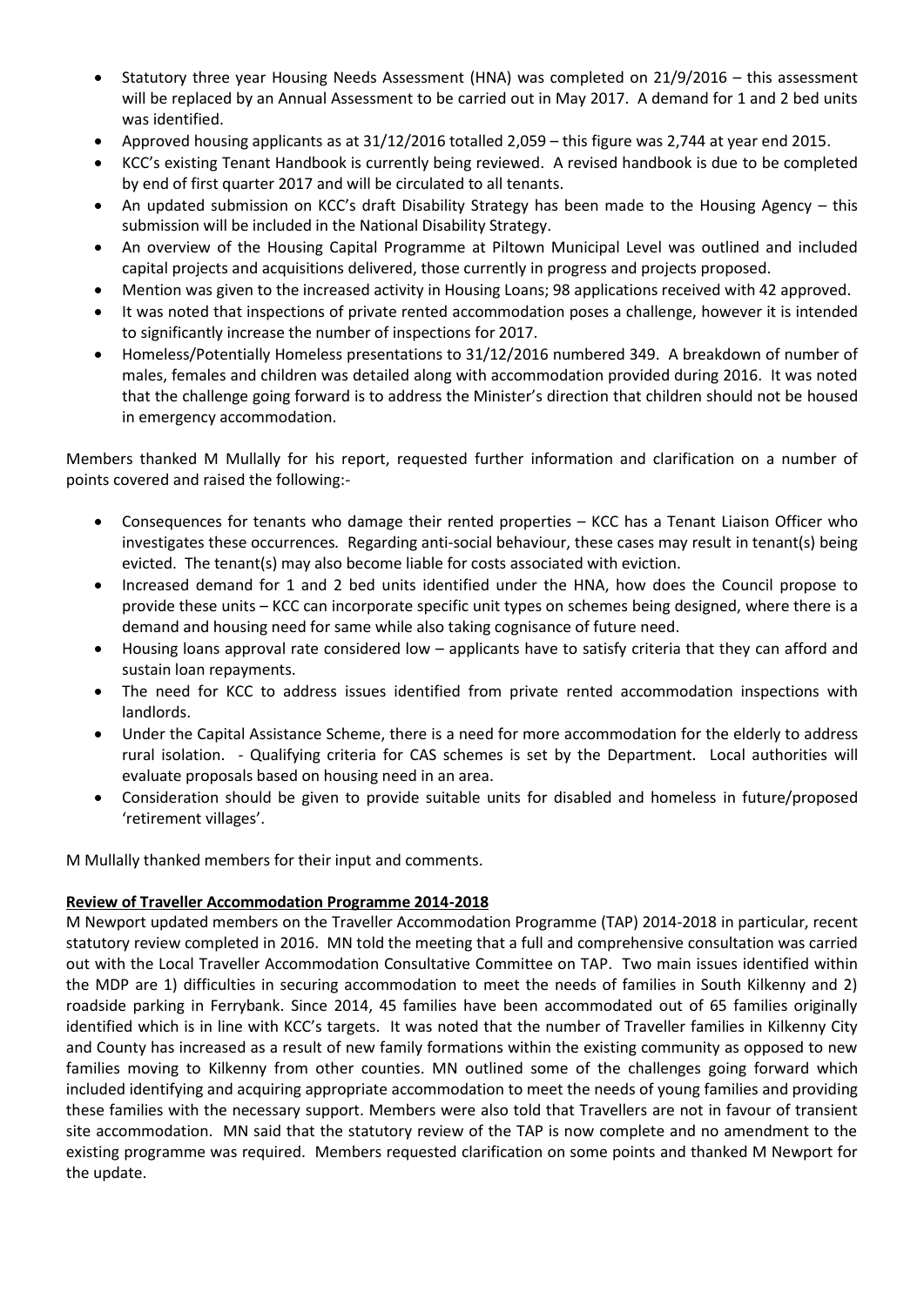- Statutory three year Housing Needs Assessment (HNA) was completed on 21/9/2016 – this assessment will be replaced by an Annual Assessment to be carried out in May 2017. A demand for 1 and 2 bed units was identified.
- Approved housing applicants as at 31/12/2016 totalled 2,059 – this figure was 2,744 at year end 2015.
- KCC's existing Tenant Handbook is currently being reviewed. A revised handbook is due to be completed by end of first quarter 2017 and will be circulated to all tenants.
- An updated submission on KCC's draft Disability Strategy has been made to the Housing Agency – this submission will be included in the National Disability Strategy.
- An overview of the Housing Capital Programme at Piltown Municipal Level was outlined and included capital projects and acquisitions delivered, those currently in progress and projects proposed.
- Mention was given to the increased activity in Housing Loans; 98 applications received with 42 approved.
- It was noted that inspections of private rented accommodation poses a challenge, however it is intended to significantly increase the number of inspections for 2017.
- Homeless/Potentially Homeless presentations to 31/12/2016 numbered 349. A breakdown of number of males, females and children was detailed along with accommodation provided during 2016. It was noted that the challenge going forward is to address the Minister's direction that children should not be housed in emergency accommodation.

Members thanked M Mullally for his report, requested further information and clarification on a number of points covered and raised the following:-

- Consequences for tenants who damage their rented properties – KCC has a Tenant Liaison Officer who investigates these occurrences. Regarding anti-social behaviour, these cases may result in tenant(s) being evicted. The tenant(s) may also become liable for costs associated with eviction.
- Increased demand for 1 and 2 bed units identified under the HNA, how does the Council propose to provide these units – KCC can incorporate specific unit types on schemes being designed, where there is a demand and housing need for same while also taking cognisance of future need.
- Housing loans approval rate considered low – applicants have to satisfy criteria that they can afford and sustain loan repayments.
- The need for KCC to address issues identified from private rented accommodation inspections with landlords.
- Under the Capital Assistance Scheme, there is a need for more accommodation for the elderly to address rural isolation. - Qualifying criteria for CAS schemes is set by the Department. Local authorities will evaluate proposals based on housing need in an area.
- Consideration should be given to provide suitable units for disabled and homeless in future/proposed 'retirement villages'.

M Mullally thanked members for their input and comments.

**Review of Traveller Accommodation Programme 2014-2018**

M Newport updated members on the Traveller Accommodation Programme (TAP) 2014-2018 in particular, recent statutory review completed in 2016. MN told the meeting that a full and comprehensive consultation was carried out with the Local Traveller Accommodation Consultative Committee on TAP. Two main issues identified within the MDP are 1) difficulties in securing accommodation to meet the needs of families in South Kilkenny and 2) roadside parking in Ferrybank. Since 2014, 45 families have been accommodated out of 65 families originally identified which is in line with KCC's targets. It was noted that the number of Traveller families in Kilkenny City and County has increased as a result of new family formations within the existing community as opposed to new families moving to Kilkenny from other counties. MN outlined some of the challenges going forward which included identifying and acquiring appropriate accommodation to meet the needs of young families and providing these families with the necessary support. Members were also told that Travellers are not in favour of transient site accommodation. MN said that the statutory review of the TAP is now complete and no amendment to the existing programme was required. Members requested clarification on some points and thanked M Newport for the update.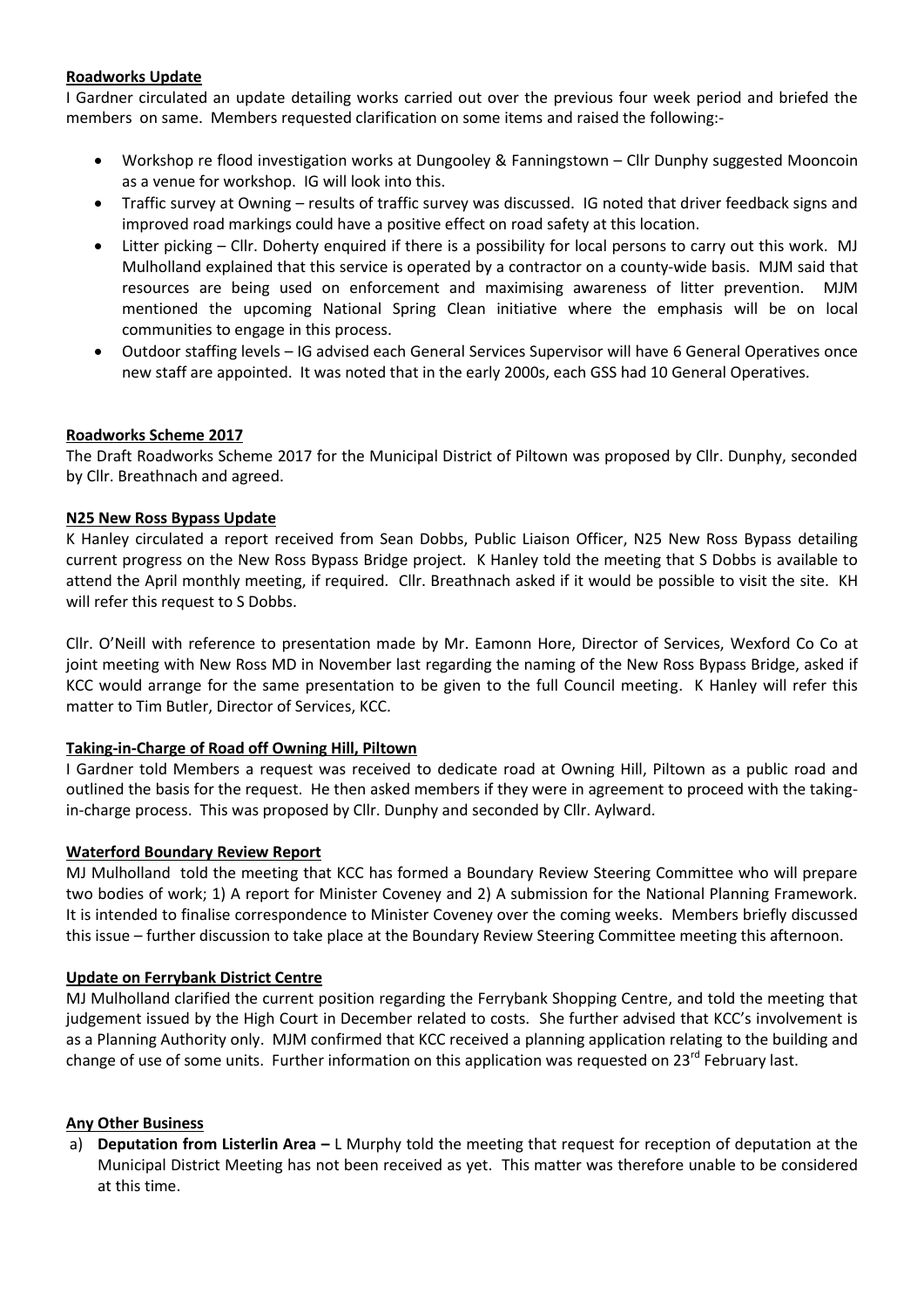**Roadworks Update**

I Gardner circulated an update detailing works carried out over the previous four week period and briefed the members on same. Members requested clarification on some items and raised the following:-

- Workshop re flood investigation works at Dungooley & Fanningstown – Cllr Dunphy suggested Mooncoin as a venue for workshop. IG will look into this.
- Traffic survey at Owning – results of traffic survey was discussed. IG noted that driver feedback signs and improved road markings could have a positive effect on road safety at this location.
- Litter picking – Cllr. Doherty enquired if there is a possibility for local persons to carry out this work. MJ Mulholland explained that this service is operated by a contractor on a county-wide basis. MJM said that resources are being used on enforcement and maximising awareness of litter prevention. MJM mentioned the upcoming National Spring Clean initiative where the emphasis will be on local communities to engage in this process.
- Outdoor staffing levels – IG advised each General Services Supervisor will have 6 General Operatives once new staff are appointed. It was noted that in the early 2000s, each GSS had 10 General Operatives.

**Roadworks Scheme 2017**

The Draft Roadworks Scheme 2017 for the Municipal District of Piltown was proposed by Cllr. Dunphy, seconded by Cllr. Breathnach and agreed.

**N25 New Ross Bypass Update**

K Hanley circulated a report received from Sean Dobbs, Public Liaison Officer, N25 New Ross Bypass detailing current progress on the New Ross Bypass Bridge project. K Hanley told the meeting that S Dobbs is available to attend the April monthly meeting, if required. Cllr. Breathnach asked if it would be possible to visit the site. KH will refer this request to S Dobbs.

Cllr. O'Neill with reference to presentation made by Mr. Eamonn Hore, Director of Services, Wexford Co Co at joint meeting with New Ross MD in November last regarding the naming of the New Ross Bypass Bridge, asked if KCC would arrange for the same presentation to be given to the full Council meeting. K Hanley will refer this matter to Tim Butler, Director of Services, KCC.

**Taking-in-Charge of Road off Owning Hill, Piltown**

I Gardner told Members a request was received to dedicate road at Owning Hill, Piltown as a public road and outlined the basis for the request. He then asked members if they were in agreement to proceed with the taking-in-charge process. This was proposed by Cllr. Dunphy and seconded by Cllr. Aylward.

**Waterford Boundary Review Report**

MJ Mulholland told the meeting that KCC has formed a Boundary Review Steering Committee who will prepare two bodies of work; 1) A report for Minister Coveney and 2) A submission for the National Planning Framework. It is intended to finalise correspondence to Minister Coveney over the coming weeks. Members briefly discussed this issue – further discussion to take place at the Boundary Review Steering Committee meeting this afternoon.

**Update on Ferrybank District Centre**

MJ Mulholland clarified the current position regarding the Ferrybank Shopping Centre, and told the meeting that judgement issued by the High Court in December related to costs. She further advised that KCC's involvement is as a Planning Authority only. MJM confirmed that KCC received a planning application relating to the building and change of use of some units. Further information on this application was requested on 23rd February last.

**Any Other Business**

a) **Deputation from Listerlin Area –** L Murphy told the meeting that request for reception of deputation at the Municipal District Meeting has not been received as yet. This matter was therefore unable to be considered at this time.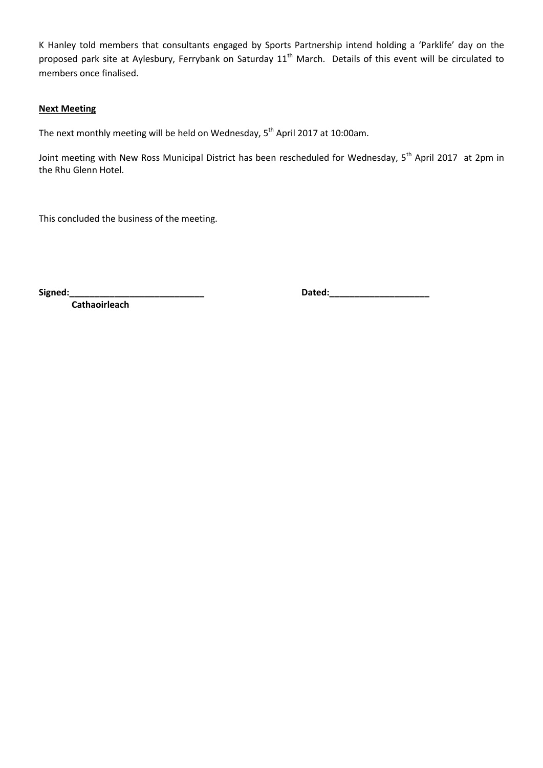K Hanley told members that consultants engaged by Sports Partnership intend holding a 'Parklife' day on the proposed park site at Aylesbury, Ferrybank on Saturday 11th March. Details of this event will be circulated to members once finalised.

**Next Meeting**

The next monthly meeting will be held on Wednesday, 5th April 2017 at 10:00am.

Joint meeting with New Ross Municipal District has been rescheduled for Wednesday, 5th April 2017 at 2pm in the Rhu Glenn Hotel.

This concluded the business of the meeting.

**Signed:___________________________** **Dated:____________________**

**Cathaoirleach**